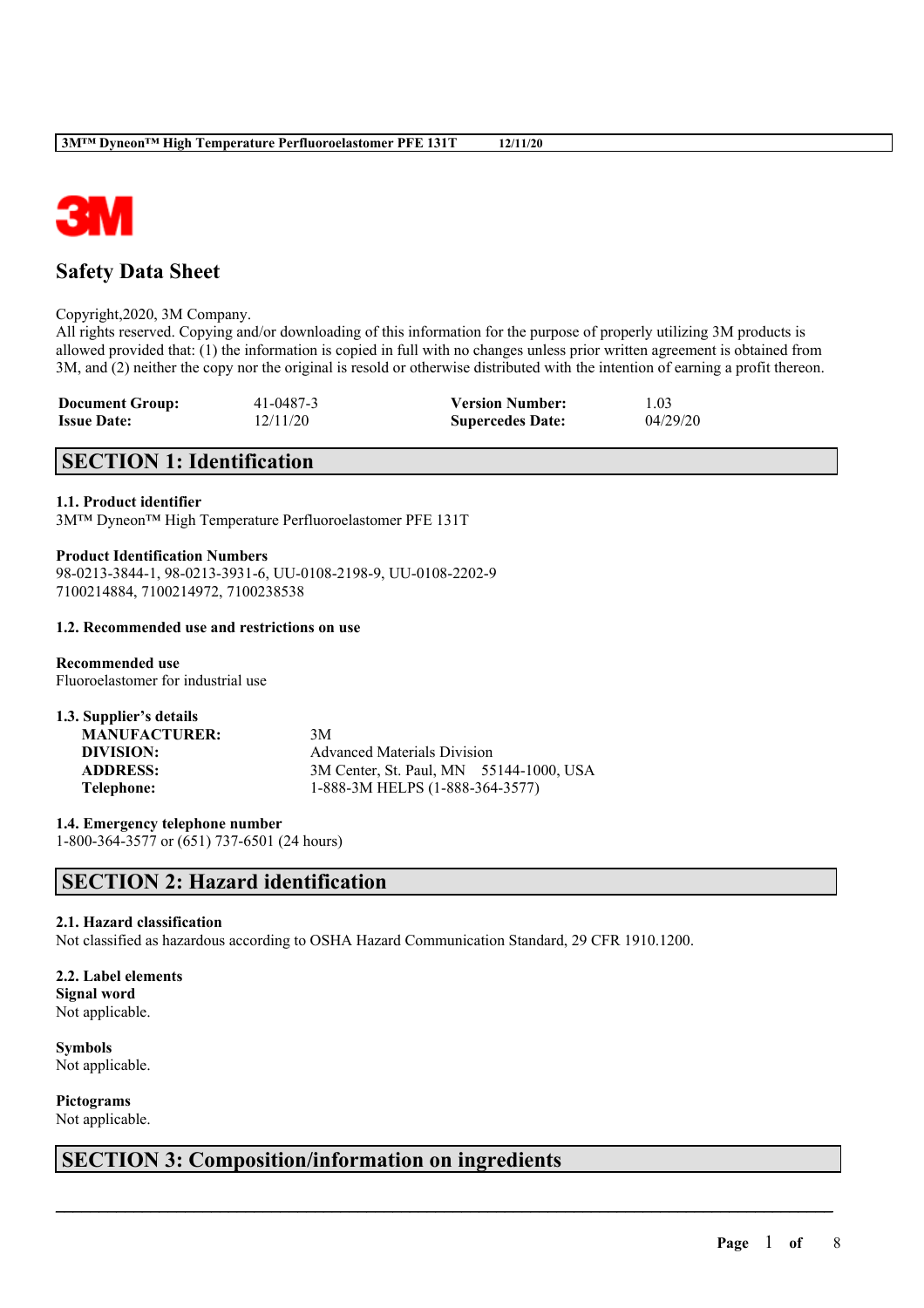# Safety Data Sheet

Copyright,2020, 3M Company.
All rights reserved. Copying and/or downloading of this information for the purpose of properly utilizing 3M products is allowed provided that: (1) the information is copied in full with no changes unless prior written agreement is obtained from 3M, and (2) neither the copy nor the original is resold or otherwise distributed with the intention of earning a profit thereon.

| | | | |
|---|---|---|---|
| **Document Group:** | 41-0487-3 | **Version Number:** | 1.03 |
| **Issue Date:** | 12/11/20 | **Supercedes Date:** | 04/29/20 |

## SECTION 1: Identification

**1.1. Product identifier**
3M™ Dyneon™ High Temperature Perfluoroelastomer PFE 131T

**Product Identification Numbers**
98-0213-3844-1, 98-0213-3931-6, UU-0108-2198-9, UU-0108-2202-9
7100214884, 7100214972, 7100238538

**1.2. Recommended use and restrictions on use**

**Recommended use**
Fluoroelastomer for industrial use

**1.3. Supplier's details**

| | |
|---|---|
| **MANUFACTURER:** | 3M |
| **DIVISION:** | Advanced Materials Division |
| **ADDRESS:** | 3M Center, St. Paul, MN 55144-1000, USA |
| **Telephone:** | 1-888-3M HELPS (1-888-364-3577) |

**1.4. Emergency telephone number**
1-800-364-3577 or (651) 737-6501 (24 hours)

## SECTION 2: Hazard identification

**2.1. Hazard classification**
Not classified as hazardous according to OSHA Hazard Communication Standard, 29 CFR 1910.1200.

**2.2. Label elements**
**Signal word**
Not applicable.

**Symbols**
Not applicable.

**Pictograms**
Not applicable.

## SECTION 3: Composition/information on ingredients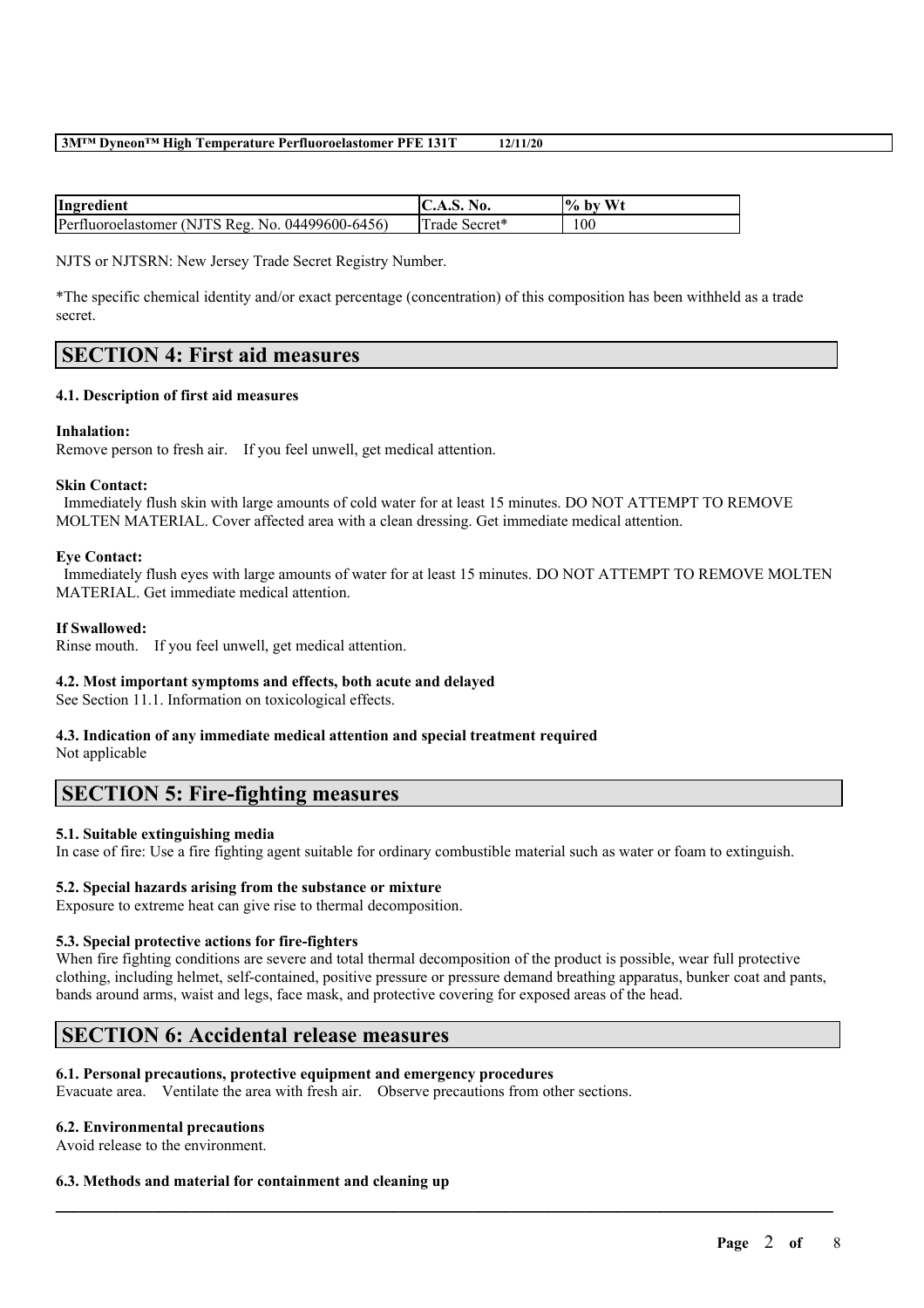| Ingredient | C.A.S. No. | % by Wt |
| --- | --- | --- |
| Perfluoroelastomer (NJTS Reg. No. 04499600-6456) | Trade Secret* | 100 |

NJTS or NJTSRN: New Jersey Trade Secret Registry Number.

*The specific chemical identity and/or exact percentage (concentration) of this composition has been withheld as a trade secret.

## SECTION 4: First aid measures

### 4.1. Description of first aid measures

**Inhalation:**
Remove person to fresh air. If you feel unwell, get medical attention.

**Skin Contact:**
Immediately flush skin with large amounts of cold water for at least 15 minutes. DO NOT ATTEMPT TO REMOVE MOLTEN MATERIAL. Cover affected area with a clean dressing. Get immediate medical attention.

**Eye Contact:**
Immediately flush eyes with large amounts of water for at least 15 minutes. DO NOT ATTEMPT TO REMOVE MOLTEN MATERIAL. Get immediate medical attention.

**If Swallowed:**
Rinse mouth. If you feel unwell, get medical attention.

### 4.2. Most important symptoms and effects, both acute and delayed

See Section 11.1. Information on toxicological effects.

### 4.3. Indication of any immediate medical attention and special treatment required

Not applicable

## SECTION 5: Fire-fighting measures

### 5.1. Suitable extinguishing media

In case of fire: Use a fire fighting agent suitable for ordinary combustible material such as water or foam to extinguish.

### 5.2. Special hazards arising from the substance or mixture

Exposure to extreme heat can give rise to thermal decomposition.

### 5.3. Special protective actions for fire-fighters

When fire fighting conditions are severe and total thermal decomposition of the product is possible, wear full protective clothing, including helmet, self-contained, positive pressure or pressure demand breathing apparatus, bunker coat and pants, bands around arms, waist and legs, face mask, and protective covering for exposed areas of the head.

## SECTION 6: Accidental release measures

### 6.1. Personal precautions, protective equipment and emergency procedures

Evacuate area. Ventilate the area with fresh air. Observe precautions from other sections.

### 6.2. Environmental precautions

Avoid release to the environment.

### 6.3. Methods and material for containment and cleaning up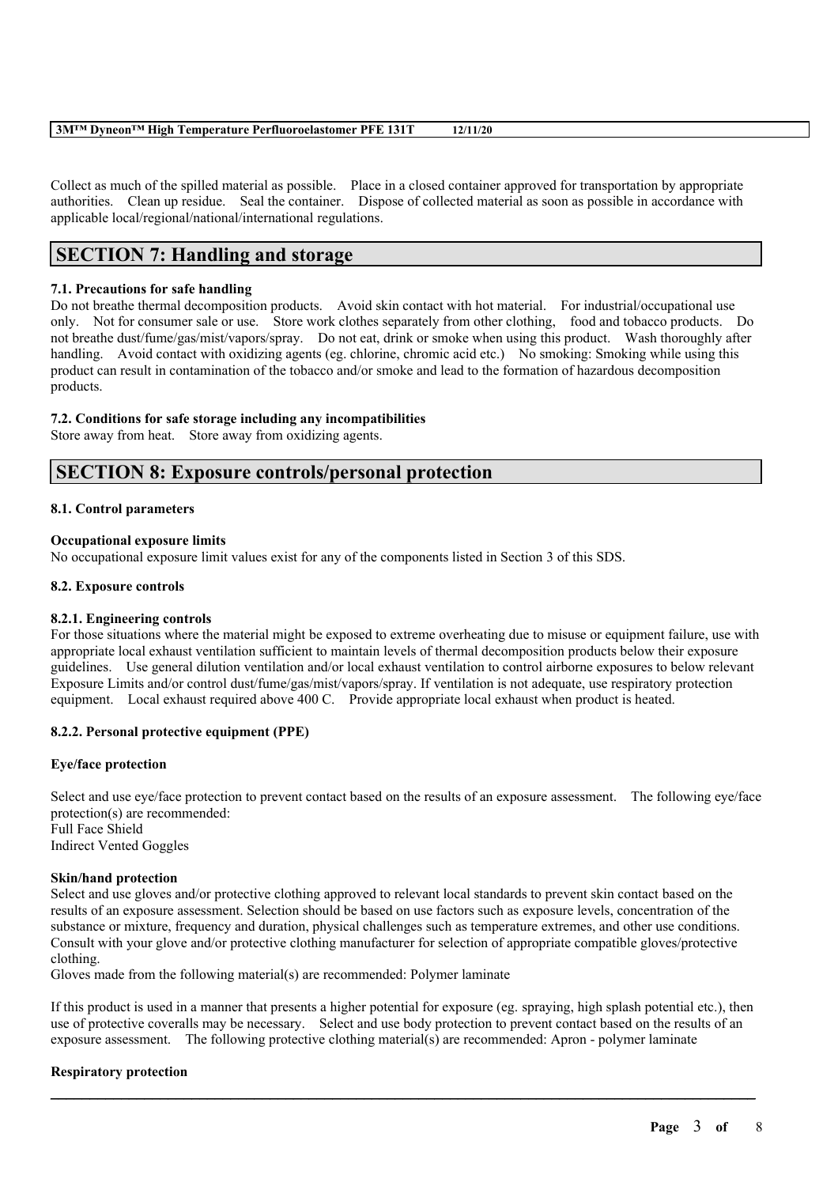Collect as much of the spilled material as possible. Place in a closed container approved for transportation by appropriate authorities. Clean up residue. Seal the container. Dispose of collected material as soon as possible in accordance with applicable local/regional/national/international regulations.

## SECTION 7: Handling and storage

### 7.1. Precautions for safe handling

Do not breathe thermal decomposition products. Avoid skin contact with hot material. For industrial/occupational use only. Not for consumer sale or use. Store work clothes separately from other clothing, food and tobacco products. Do not breathe dust/fume/gas/mist/vapors/spray. Do not eat, drink or smoke when using this product. Wash thoroughly after handling. Avoid contact with oxidizing agents (eg. chlorine, chromic acid etc.) No smoking: Smoking while using this product can result in contamination of the tobacco and/or smoke and lead to the formation of hazardous decomposition products.

### 7.2. Conditions for safe storage including any incompatibilities

Store away from heat. Store away from oxidizing agents.

## SECTION 8: Exposure controls/personal protection

### 8.1. Control parameters

**Occupational exposure limits**

No occupational exposure limit values exist for any of the components listed in Section 3 of this SDS.

### 8.2. Exposure controls

#### 8.2.1. Engineering controls

For those situations where the material might be exposed to extreme overheating due to misuse or equipment failure, use with appropriate local exhaust ventilation sufficient to maintain levels of thermal decomposition products below their exposure guidelines. Use general dilution ventilation and/or local exhaust ventilation to control airborne exposures to below relevant Exposure Limits and/or control dust/fume/gas/mist/vapors/spray. If ventilation is not adequate, use respiratory protection equipment. Local exhaust required above 400 C. Provide appropriate local exhaust when product is heated.

#### 8.2.2. Personal protective equipment (PPE)

**Eye/face protection**

Select and use eye/face protection to prevent contact based on the results of an exposure assessment. The following eye/face protection(s) are recommended:
Full Face Shield
Indirect Vented Goggles

**Skin/hand protection**

Select and use gloves and/or protective clothing approved to relevant local standards to prevent skin contact based on the results of an exposure assessment. Selection should be based on use factors such as exposure levels, concentration of the substance or mixture, frequency and duration, physical challenges such as temperature extremes, and other use conditions. Consult with your glove and/or protective clothing manufacturer for selection of appropriate compatible gloves/protective clothing.
Gloves made from the following material(s) are recommended: Polymer laminate

If this product is used in a manner that presents a higher potential for exposure (eg. spraying, high splash potential etc.), then use of protective coveralls may be necessary. Select and use body protection to prevent contact based on the results of an exposure assessment. The following protective clothing material(s) are recommended: Apron - polymer laminate

**Respiratory protection**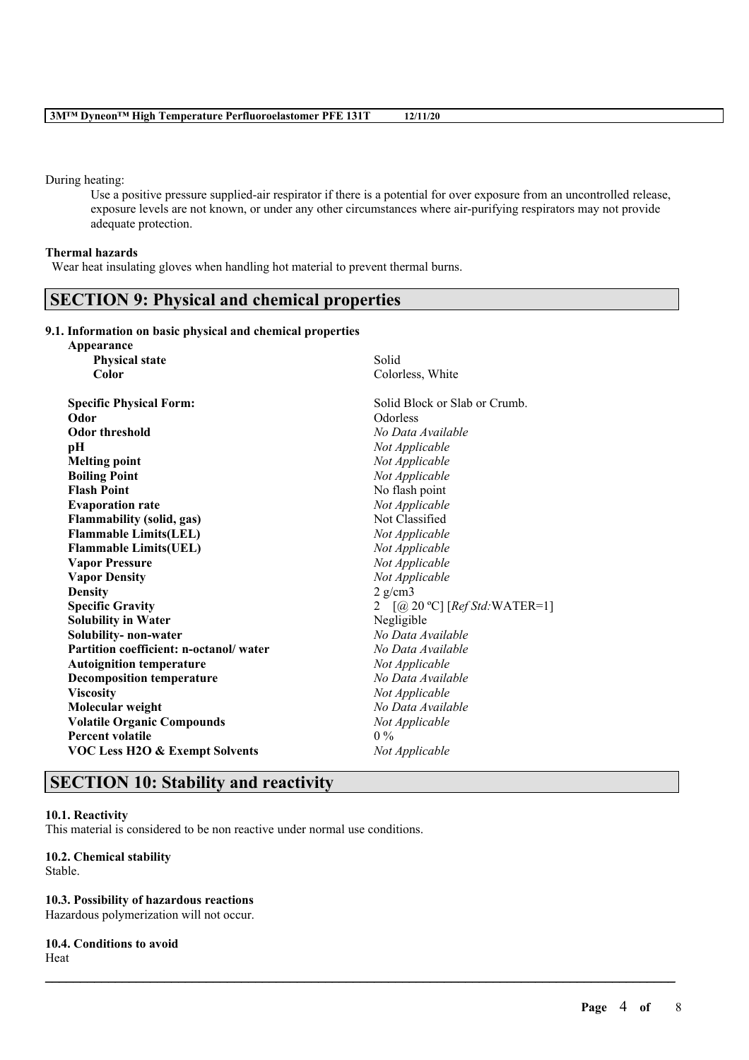During heating:

Use a positive pressure supplied-air respirator if there is a potential for over exposure from an uncontrolled release, exposure levels are not known, or under any other circumstances where air-purifying respirators may not provide adequate protection.

**Thermal hazards**

Wear heat insulating gloves when handling hot material to prevent thermal burns.

## SECTION 9: Physical and chemical properties

### 9.1. Information on basic physical and chemical properties

| Property | Value |
|---|---|
| **Appearance** | |
| **Physical state** | Solid |
| **Color** | Colorless, White |
| **Specific Physical Form:** | Solid Block or Slab or Crumb. |
| **Odor** | Odorless |
| **Odor threshold** | *No Data Available* |
| **pH** | *Not Applicable* |
| **Melting point** | *Not Applicable* |
| **Boiling Point** | *Not Applicable* |
| **Flash Point** | No flash point |
| **Evaporation rate** | *Not Applicable* |
| **Flammability (solid, gas)** | Not Classified |
| **Flammable Limits(LEL)** | *Not Applicable* |
| **Flammable Limits(UEL)** | *Not Applicable* |
| **Vapor Pressure** | *Not Applicable* |
| **Vapor Density** | *Not Applicable* |
| **Density** | 2 g/cm3 |
| **Specific Gravity** | 2 [@ 20 ºC] [*Ref Std:*WATER=1] |
| **Solubility in Water** | Negligible |
| **Solubility- non-water** | *No Data Available* |
| **Partition coefficient: n-octanol/ water** | *No Data Available* |
| **Autoignition temperature** | *Not Applicable* |
| **Decomposition temperature** | *No Data Available* |
| **Viscosity** | *Not Applicable* |
| **Molecular weight** | *No Data Available* |
| **Volatile Organic Compounds** | *Not Applicable* |
| **Percent volatile** | 0 % |
| **VOC Less H2O & Exempt Solvents** | *Not Applicable* |

## SECTION 10: Stability and reactivity

### 10.1. Reactivity

This material is considered to be non reactive under normal use conditions.

### 10.2. Chemical stability

Stable.

### 10.3. Possibility of hazardous reactions

Hazardous polymerization will not occur.

### 10.4. Conditions to avoid

Heat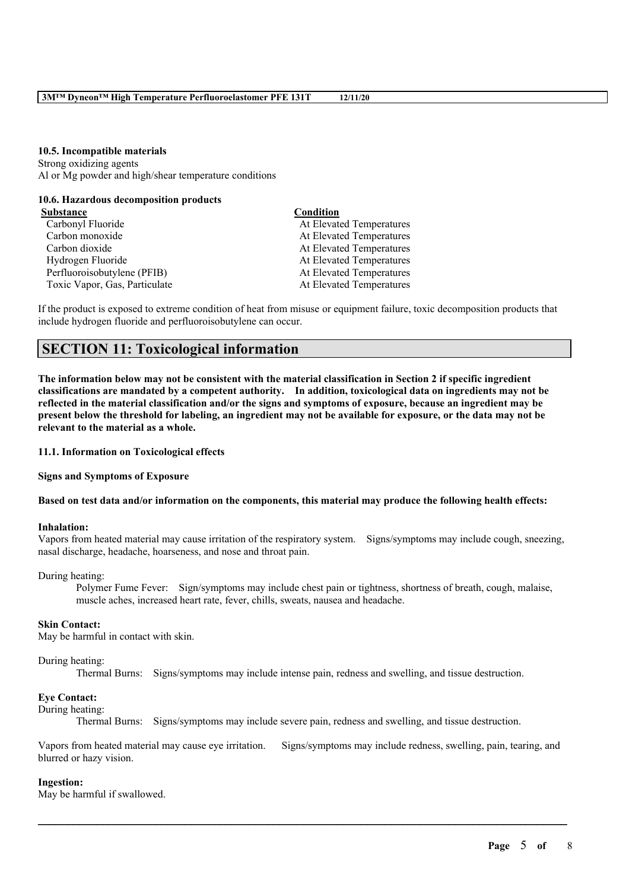### 10.5. Incompatible materials

Strong oxidizing agents
Al or Mg powder and high/shear temperature conditions

### 10.6. Hazardous decomposition products

| Substance | Condition |
|---|---|
| Carbonyl Fluoride | At Elevated Temperatures |
| Carbon monoxide | At Elevated Temperatures |
| Carbon dioxide | At Elevated Temperatures |
| Hydrogen Fluoride | At Elevated Temperatures |
| Perfluoroisobutylene (PFIB) | At Elevated Temperatures |
| Toxic Vapor, Gas, Particulate | At Elevated Temperatures |

If the product is exposed to extreme condition of heat from misuse or equipment failure, toxic decomposition products that include hydrogen fluoride and perfluoroisobutylene can occur.

## SECTION 11: Toxicological information

**The information below may not be consistent with the material classification in Section 2 if specific ingredient classifications are mandated by a competent authority. In addition, toxicological data on ingredients may not be reflected in the material classification and/or the signs and symptoms of exposure, because an ingredient may be present below the threshold for labeling, an ingredient may not be available for exposure, or the data may not be relevant to the material as a whole.**

### 11.1. Information on Toxicological effects

**Signs and Symptoms of Exposure**

**Based on test data and/or information on the components, this material may produce the following health effects:**

**Inhalation:**
Vapors from heated material may cause irritation of the respiratory system. Signs/symptoms may include cough, sneezing, nasal discharge, headache, hoarseness, and nose and throat pain.

During heating:

Polymer Fume Fever: Sign/symptoms may include chest pain or tightness, shortness of breath, cough, malaise, muscle aches, increased heart rate, fever, chills, sweats, nausea and headache.

**Skin Contact:**
May be harmful in contact with skin.

During heating:

Thermal Burns: Signs/symptoms may include intense pain, redness and swelling, and tissue destruction.

**Eye Contact:**
During heating:

Thermal Burns: Signs/symptoms may include severe pain, redness and swelling, and tissue destruction.

Vapors from heated material may cause eye irritation. Signs/symptoms may include redness, swelling, pain, tearing, and blurred or hazy vision.

**Ingestion:**
May be harmful if swallowed.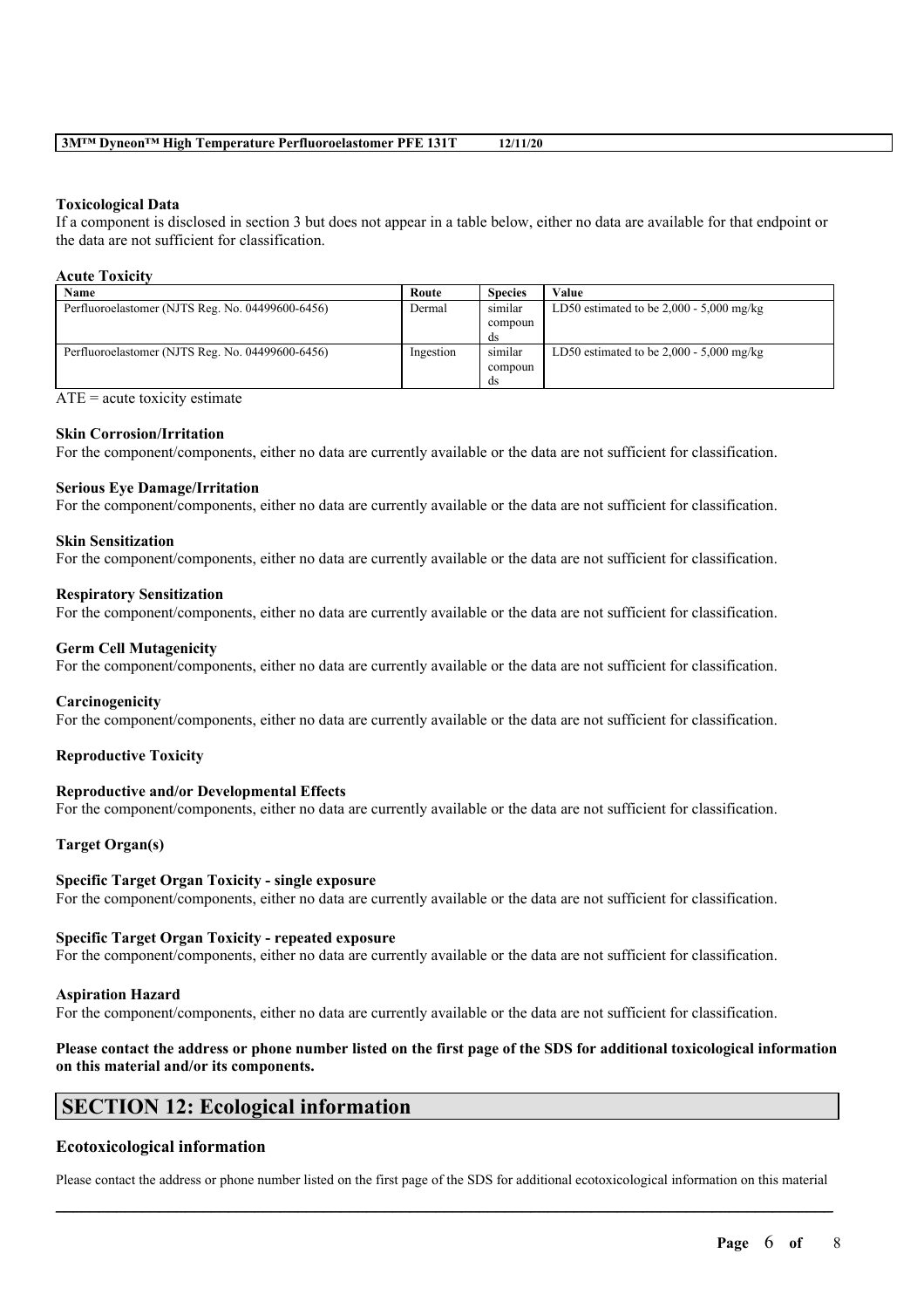### Toxicological Data

If a component is disclosed in section 3 but does not appear in a table below, either no data are available for that endpoint or the data are not sufficient for classification.

**Acute Toxicity**

| Name | Route | Species | Value |
|---|---|---|---|
| Perfluoroelastomer (NJTS Reg. No. 04499600-6456) | Dermal | similar compounds | LD50 estimated to be 2,000 - 5,000 mg/kg |
| Perfluoroelastomer (NJTS Reg. No. 04499600-6456) | Ingestion | similar compounds | LD50 estimated to be 2,000 - 5,000 mg/kg |

ATE = acute toxicity estimate

**Skin Corrosion/Irritation**

For the component/components, either no data are currently available or the data are not sufficient for classification.

**Serious Eye Damage/Irritation**

For the component/components, either no data are currently available or the data are not sufficient for classification.

**Skin Sensitization**

For the component/components, either no data are currently available or the data are not sufficient for classification.

**Respiratory Sensitization**

For the component/components, either no data are currently available or the data are not sufficient for classification.

**Germ Cell Mutagenicity**

For the component/components, either no data are currently available or the data are not sufficient for classification.

**Carcinogenicity**

For the component/components, either no data are currently available or the data are not sufficient for classification.

**Reproductive Toxicity**

**Reproductive and/or Developmental Effects**

For the component/components, either no data are currently available or the data are not sufficient for classification.

**Target Organ(s)**

**Specific Target Organ Toxicity - single exposure**

For the component/components, either no data are currently available or the data are not sufficient for classification.

**Specific Target Organ Toxicity - repeated exposure**

For the component/components, either no data are currently available or the data are not sufficient for classification.

**Aspiration Hazard**

For the component/components, either no data are currently available or the data are not sufficient for classification.

**Please contact the address or phone number listed on the first page of the SDS for additional toxicological information on this material and/or its components.**

## SECTION 12: Ecological information

### Ecotoxicological information

Please contact the address or phone number listed on the first page of the SDS for additional ecotoxicological information on this material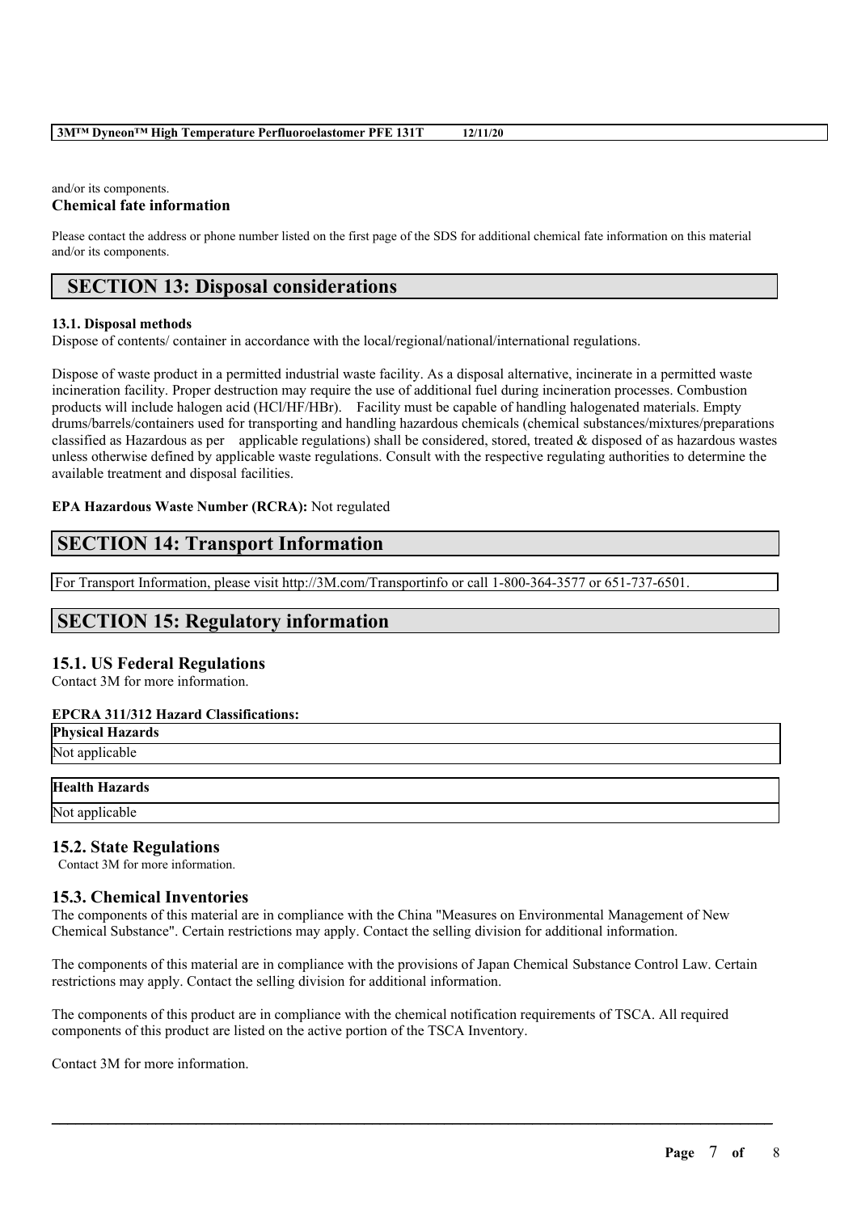and/or its components.

**Chemical fate information**

Please contact the address or phone number listed on the first page of the SDS for additional chemical fate information on this material and/or its components.

## SECTION 13: Disposal considerations

**13.1. Disposal methods**

Dispose of contents/ container in accordance with the local/regional/national/international regulations.

Dispose of waste product in a permitted industrial waste facility. As a disposal alternative, incinerate in a permitted waste incineration facility. Proper destruction may require the use of additional fuel during incineration processes. Combustion products will include halogen acid (HCl/HF/HBr). Facility must be capable of handling halogenated materials. Empty drums/barrels/containers used for transporting and handling hazardous chemicals (chemical substances/mixtures/preparations classified as Hazardous as per applicable regulations) shall be considered, stored, treated & disposed of as hazardous wastes unless otherwise defined by applicable waste regulations. Consult with the respective regulating authorities to determine the available treatment and disposal facilities.

**EPA Hazardous Waste Number (RCRA):** Not regulated

## SECTION 14: Transport Information

For Transport Information, please visit http://3M.com/Transportinfo or call 1-800-364-3577 or 651-737-6501.

## SECTION 15: Regulatory information

### 15.1. US Federal Regulations

Contact 3M for more information.

**EPCRA 311/312 Hazard Classifications:**

| Physical Hazards |
| --- |
| Not applicable |

| Health Hazards |
| --- |
| Not applicable |

### 15.2. State Regulations

Contact 3M for more information.

### 15.3. Chemical Inventories

The components of this material are in compliance with the China "Measures on Environmental Management of New Chemical Substance". Certain restrictions may apply. Contact the selling division for additional information.

The components of this material are in compliance with the provisions of Japan Chemical Substance Control Law. Certain restrictions may apply. Contact the selling division for additional information.

The components of this product are in compliance with the chemical notification requirements of TSCA. All required components of this product are listed on the active portion of the TSCA Inventory.

Contact 3M for more information.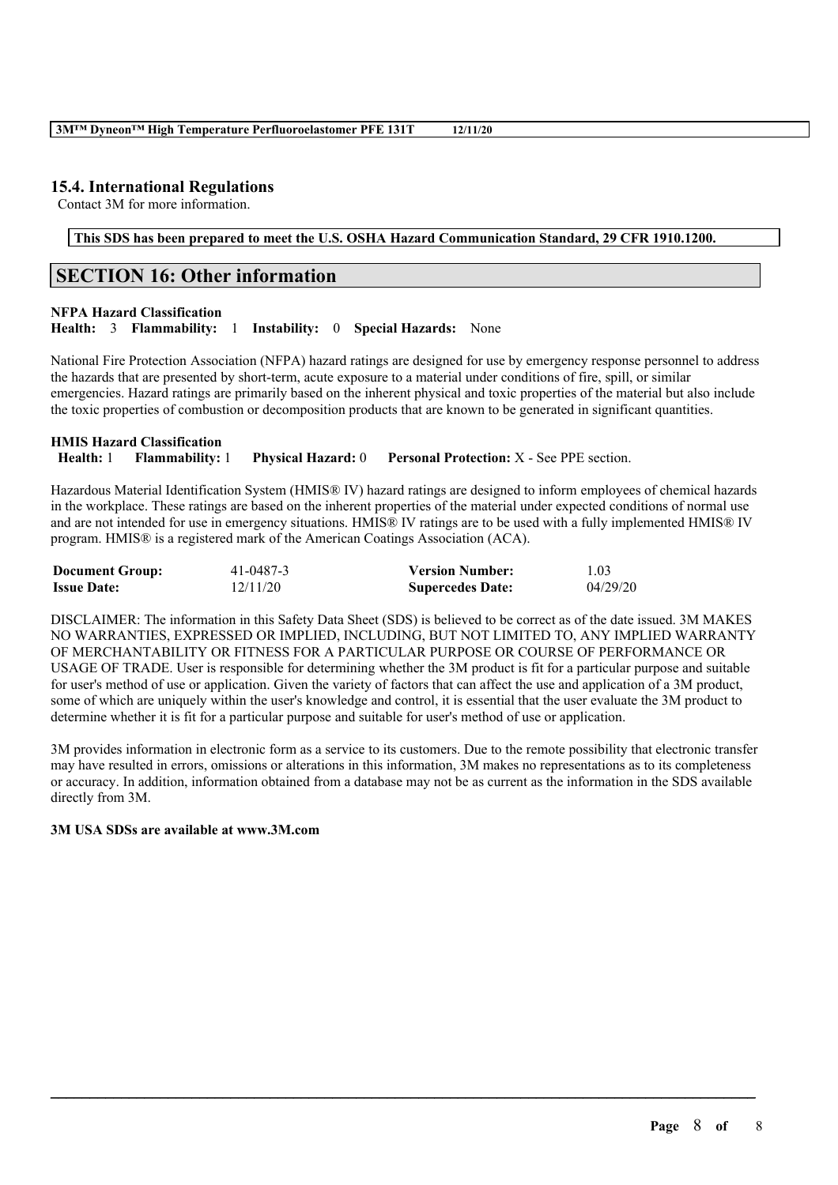### 15.4. International Regulations

Contact 3M for more information.

**This SDS has been prepared to meet the U.S. OSHA Hazard Communication Standard, 29 CFR 1910.1200.**

## SECTION 16: Other information

**NFPA Hazard Classification**

**Health:** 3 **Flammability:** 1 **Instability:** 0 **Special Hazards:** None

National Fire Protection Association (NFPA) hazard ratings are designed for use by emergency response personnel to address the hazards that are presented by short-term, acute exposure to a material under conditions of fire, spill, or similar emergencies. Hazard ratings are primarily based on the inherent physical and toxic properties of the material but also include the toxic properties of combustion or decomposition products that are known to be generated in significant quantities.

**HMIS Hazard Classification**

**Health:** 1 **Flammability:** 1 **Physical Hazard:** 0 **Personal Protection:** X - See PPE section.

Hazardous Material Identification System (HMIS® IV) hazard ratings are designed to inform employees of chemical hazards in the workplace. These ratings are based on the inherent properties of the material under expected conditions of normal use and are not intended for use in emergency situations. HMIS® IV ratings are to be used with a fully implemented HMIS® IV program. HMIS® is a registered mark of the American Coatings Association (ACA).

| | | | |
|---|---|---|---|
| **Document Group:** | 41-0487-3 | **Version Number:** | 1.03 |
| **Issue Date:** | 12/11/20 | **Supercedes Date:** | 04/29/20 |

DISCLAIMER: The information in this Safety Data Sheet (SDS) is believed to be correct as of the date issued. 3M MAKES NO WARRANTIES, EXPRESSED OR IMPLIED, INCLUDING, BUT NOT LIMITED TO, ANY IMPLIED WARRANTY OF MERCHANTABILITY OR FITNESS FOR A PARTICULAR PURPOSE OR COURSE OF PERFORMANCE OR USAGE OF TRADE. User is responsible for determining whether the 3M product is fit for a particular purpose and suitable for user's method of use or application. Given the variety of factors that can affect the use and application of a 3M product, some of which are uniquely within the user's knowledge and control, it is essential that the user evaluate the 3M product to determine whether it is fit for a particular purpose and suitable for user's method of use or application.

3M provides information in electronic form as a service to its customers. Due to the remote possibility that electronic transfer may have resulted in errors, omissions or alterations in this information, 3M makes no representations as to its completeness or accuracy. In addition, information obtained from a database may not be as current as the information in the SDS available directly from 3M.

**3M USA SDSs are available at www.3M.com**